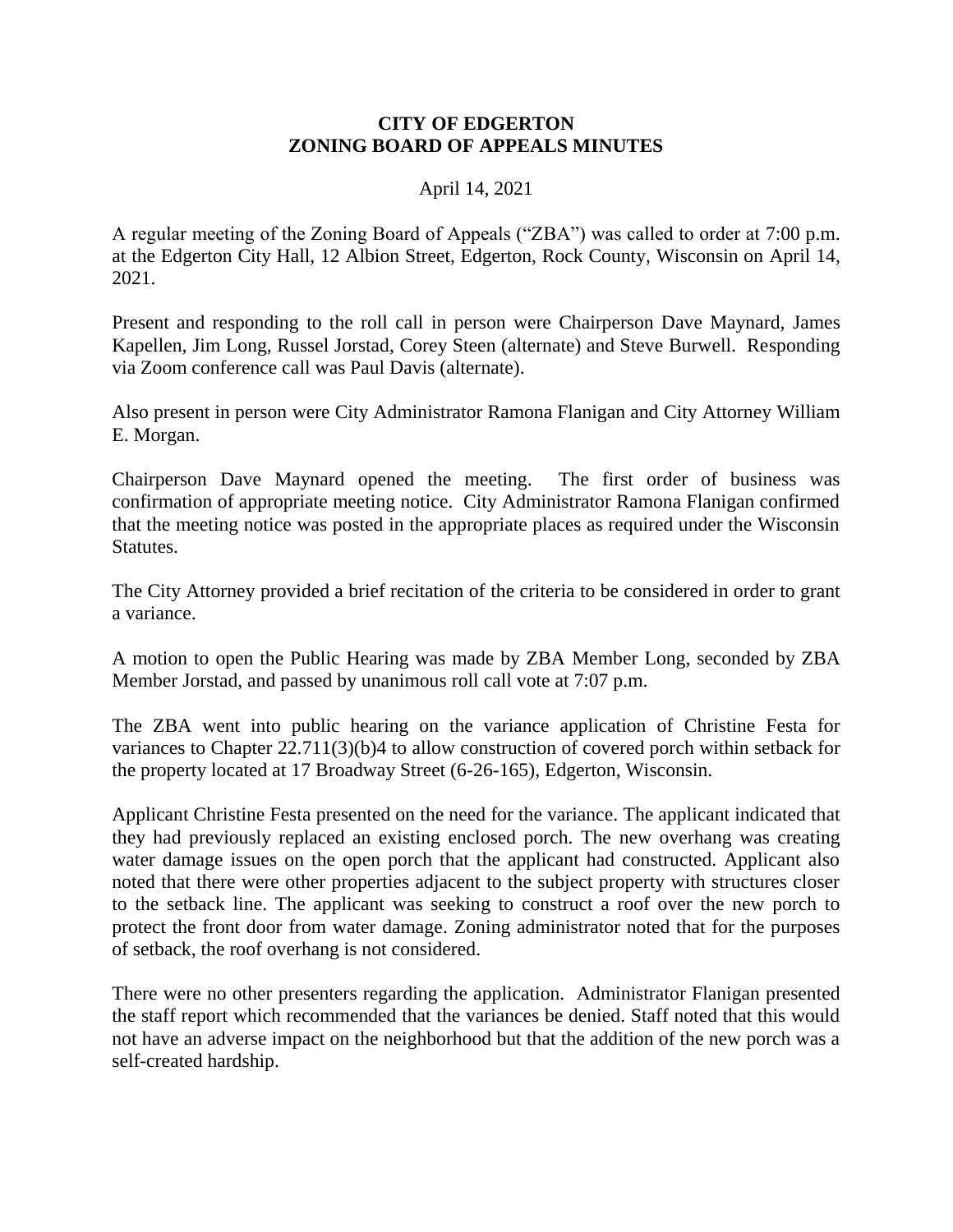**CITY OF EDGERTON**
**ZONING BOARD OF APPEALS MINUTES**

April 14, 2021

A regular meeting of the Zoning Board of Appeals ("ZBA") was called to order at 7:00 p.m. at the Edgerton City Hall, 12 Albion Street, Edgerton, Rock County, Wisconsin on April 14, 2021.

Present and responding to the roll call in person were Chairperson Dave Maynard, James Kapellen, Jim Long, Russel Jorstad, Corey Steen (alternate) and Steve Burwell. Responding via Zoom conference call was Paul Davis (alternate).

Also present in person were City Administrator Ramona Flanigan and City Attorney William E. Morgan.

Chairperson Dave Maynard opened the meeting. The first order of business was confirmation of appropriate meeting notice. City Administrator Ramona Flanigan confirmed that the meeting notice was posted in the appropriate places as required under the Wisconsin Statutes.

The City Attorney provided a brief recitation of the criteria to be considered in order to grant a variance.

A motion to open the Public Hearing was made by ZBA Member Long, seconded by ZBA Member Jorstad, and passed by unanimous roll call vote at 7:07 p.m.

The ZBA went into public hearing on the variance application of Christine Festa for variances to Chapter 22.711(3)(b)4 to allow construction of covered porch within setback for the property located at 17 Broadway Street (6-26-165), Edgerton, Wisconsin.

Applicant Christine Festa presented on the need for the variance. The applicant indicated that they had previously replaced an existing enclosed porch. The new overhang was creating water damage issues on the open porch that the applicant had constructed. Applicant also noted that there were other properties adjacent to the subject property with structures closer to the setback line. The applicant was seeking to construct a roof over the new porch to protect the front door from water damage. Zoning administrator noted that for the purposes of setback, the roof overhang is not considered.

There were no other presenters regarding the application. Administrator Flanigan presented the staff report which recommended that the variances be denied. Staff noted that this would not have an adverse impact on the neighborhood but that the addition of the new porch was a self-created hardship.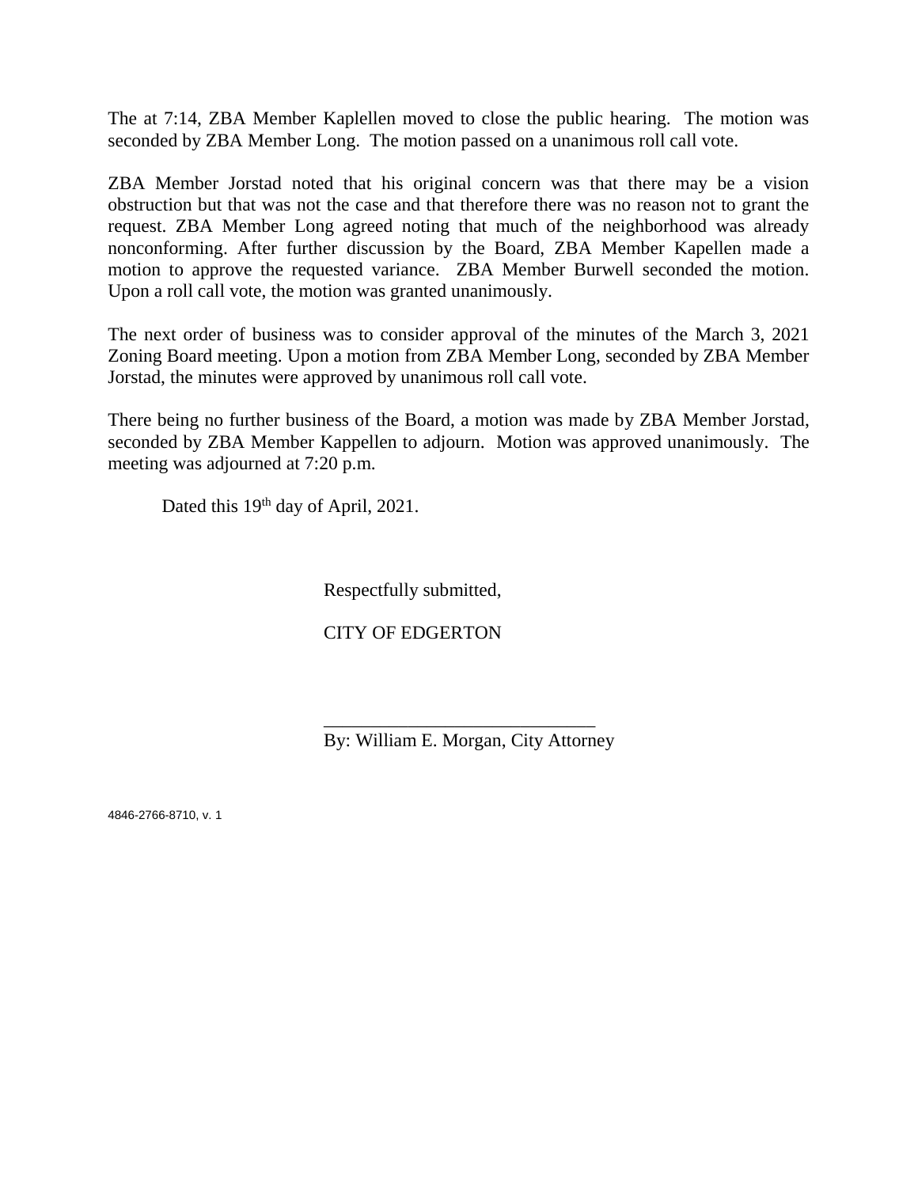The at 7:14, ZBA Member Kaplellen moved to close the public hearing. The motion was seconded by ZBA Member Long. The motion passed on a unanimous roll call vote.

ZBA Member Jorstad noted that his original concern was that there may be a vision obstruction but that was not the case and that therefore there was no reason not to grant the request. ZBA Member Long agreed noting that much of the neighborhood was already nonconforming. After further discussion by the Board, ZBA Member Kapellen made a motion to approve the requested variance. ZBA Member Burwell seconded the motion. Upon a roll call vote, the motion was granted unanimously.

The next order of business was to consider approval of the minutes of the March 3, 2021 Zoning Board meeting. Upon a motion from ZBA Member Long, seconded by ZBA Member Jorstad, the minutes were approved by unanimous roll call vote.

There being no further business of the Board, a motion was made by ZBA Member Jorstad, seconded by ZBA Member Kappellen to adjourn. Motion was approved unanimously. The meeting was adjourned at 7:20 p.m.

Dated this 19th day of April, 2021.

Respectfully submitted,

CITY OF EDGERTON

\_\_\_\_\_\_\_\_\_\_\_\_\_\_\_\_\_\_\_\_\_\_\_\_\_\_\_\_\_\_

By: William E. Morgan, City Attorney

4846-2766-8710, v. 1